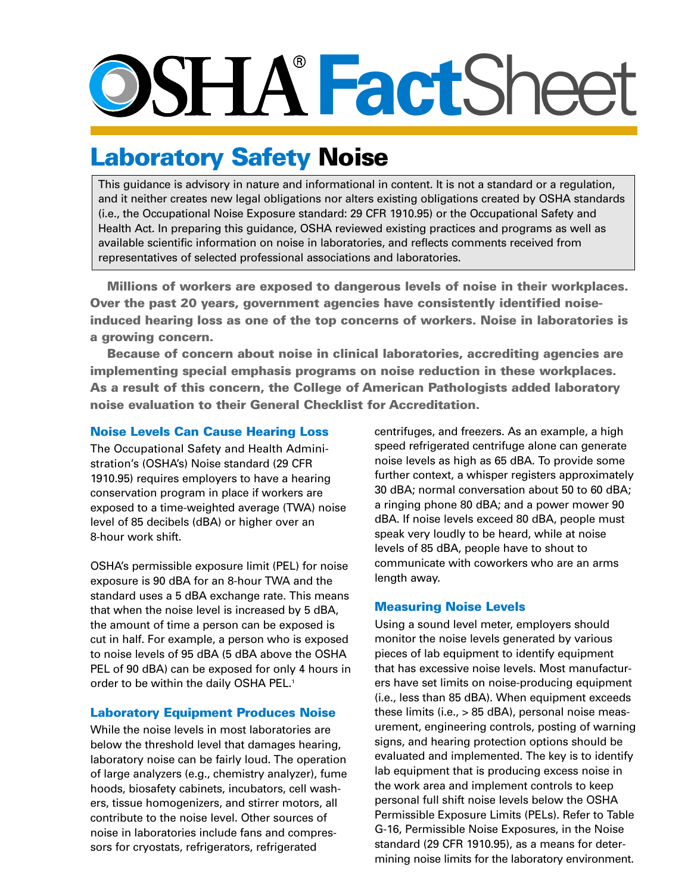# OSHA® FactSheet

## Laboratory Safety Noise

> This guidance is advisory in nature and informational in content. It is not a standard or a regulation, and it neither creates new legal obligations nor alters existing obligations created by OSHA standards (i.e., the Occupational Noise Exposure standard: 29 CFR 1910.95) or the Occupational Safety and Health Act. In preparing this guidance, OSHA reviewed existing practices and programs as well as available scientific information on noise in laboratories, and reflects comments received from representatives of selected professional associations and laboratories.

**Millions of workers are exposed to dangerous levels of noise in their workplaces. Over the past 20 years, government agencies have consistently identified noise-induced hearing loss as one of the top concerns of workers. Noise in laboratories is a growing concern.**

**Because of concern about noise in clinical laboratories, accrediting agencies are implementing special emphasis programs on noise reduction in these workplaces. As a result of this concern, the College of American Pathologists added laboratory noise evaluation to their General Checklist for Accreditation.**

### Noise Levels Can Cause Hearing Loss

The Occupational Safety and Health Administration's (OSHA's) Noise standard (29 CFR 1910.95) requires employers to have a hearing conservation program in place if workers are exposed to a time-weighted average (TWA) noise level of 85 decibels (dBA) or higher over an 8-hour work shift.

OSHA's permissible exposure limit (PEL) for noise exposure is 90 dBA for an 8-hour TWA and the standard uses a 5 dBA exchange rate. This means that when the noise level is increased by 5 dBA, the amount of time a person can be exposed is cut in half. For example, a person who is exposed to noise levels of 95 dBA (5 dBA above the OSHA PEL of 90 dBA) can be exposed for only 4 hours in order to be within the daily OSHA PEL.[1]

### Laboratory Equipment Produces Noise

While the noise levels in most laboratories are below the threshold level that damages hearing, laboratory noise can be fairly loud. The operation of large analyzers (e.g., chemistry analyzer), fume hoods, biosafety cabinets, incubators, cell washers, tissue homogenizers, and stirrer motors, all contribute to the noise level. Other sources of noise in laboratories include fans and compressors for cryostats, refrigerators, refrigerated centrifuges, and freezers. As an example, a high speed refrigerated centrifuge alone can generate noise levels as high as 65 dBA. To provide some further context, a whisper registers approximately 30 dBA; normal conversation about 50 to 60 dBA; a ringing phone 80 dBA; and a power mower 90 dBA. If noise levels exceed 80 dBA, people must speak very loudly to be heard, while at noise levels of 85 dBA, people have to shout to communicate with coworkers who are an arms length away.

### Measuring Noise Levels

Using a sound level meter, employers should monitor the noise levels generated by various pieces of lab equipment to identify equipment that has excessive noise levels. Most manufacturers have set limits on noise-producing equipment (i.e., less than 85 dBA). When equipment exceeds these limits (i.e., > 85 dBA), personal noise measurement, engineering controls, posting of warning signs, and hearing protection options should be evaluated and implemented. The key is to identify lab equipment that is producing excess noise in the work area and implement controls to keep personal full shift noise levels below the OSHA Permissible Exposure Limits (PELs). Refer to Table G-16, Permissible Noise Exposures, in the Noise standard (29 CFR 1910.95), as a means for determining noise limits for the laboratory environment.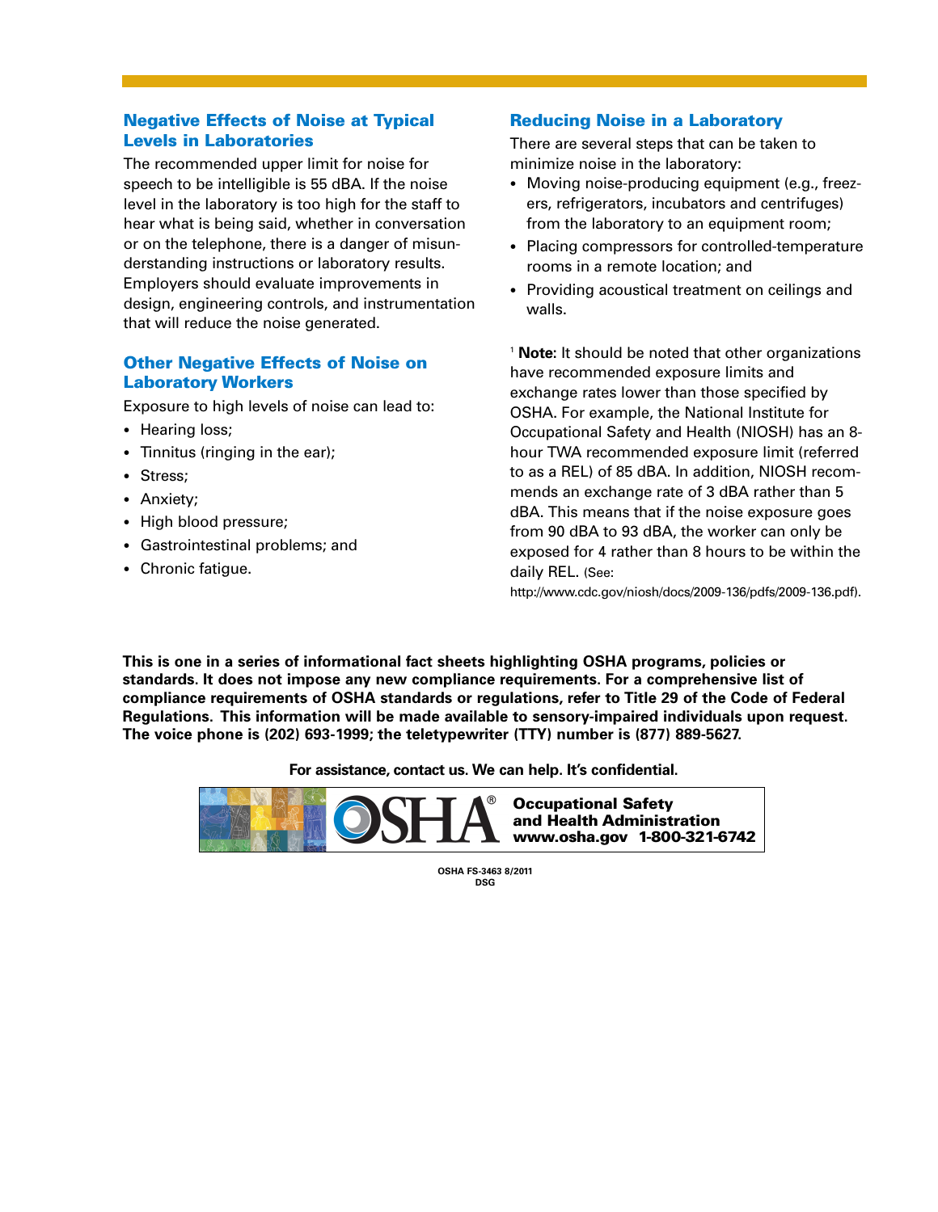## Negative Effects of Noise at Typical Levels in Laboratories

The recommended upper limit for noise for speech to be intelligible is 55 dBA. If the noise level in the laboratory is too high for the staff to hear what is being said, whether in conversation or on the telephone, there is a danger of misunderstanding instructions or laboratory results. Employers should evaluate improvements in design, engineering controls, and instrumentation that will reduce the noise generated.

## Other Negative Effects of Noise on Laboratory Workers

Exposure to high levels of noise can lead to:

- Hearing loss;
- Tinnitus (ringing in the ear);
- Stress;
- Anxiety;
- High blood pressure;
- Gastrointestinal problems; and
- Chronic fatigue.

## Reducing Noise in a Laboratory

There are several steps that can be taken to minimize noise in the laboratory:

- Moving noise-producing equipment (e.g., freezers, refrigerators, incubators and centrifuges) from the laboratory to an equipment room;
- Placing compressors for controlled-temperature rooms in a remote location; and
- Providing acoustical treatment on ceilings and walls.

[1] **Note:** It should be noted that other organizations have recommended exposure limits and exchange rates lower than those specified by OSHA. For example, the National Institute for Occupational Safety and Health (NIOSH) has an 8-hour TWA recommended exposure limit (referred to as a REL) of 85 dBA. In addition, NIOSH recommends an exchange rate of 3 dBA rather than 5 dBA. This means that if the noise exposure goes from 90 dBA to 93 dBA, the worker can only be exposed for 4 rather than 8 hours to be within the daily REL. (See: http://www.cdc.gov/niosh/docs/2009-136/pdfs/2009-136.pdf).

**This is one in a series of informational fact sheets highlighting OSHA programs, policies or standards. It does not impose any new compliance requirements. For a comprehensive list of compliance requirements of OSHA standards or regulations, refer to Title 29 of the Code of Federal Regulations. This information will be made available to sensory-impaired individuals upon request. The voice phone is (202) 693-1999; the teletypewriter (TTY) number is (877) 889-5627.**

**For assistance, contact us. We can help. It's confidential.**

**OSHA® Occupational Safety and Health Administration**
**www.osha.gov 1-800-321-6742**

OSHA FS-3463 8/2011
DSG